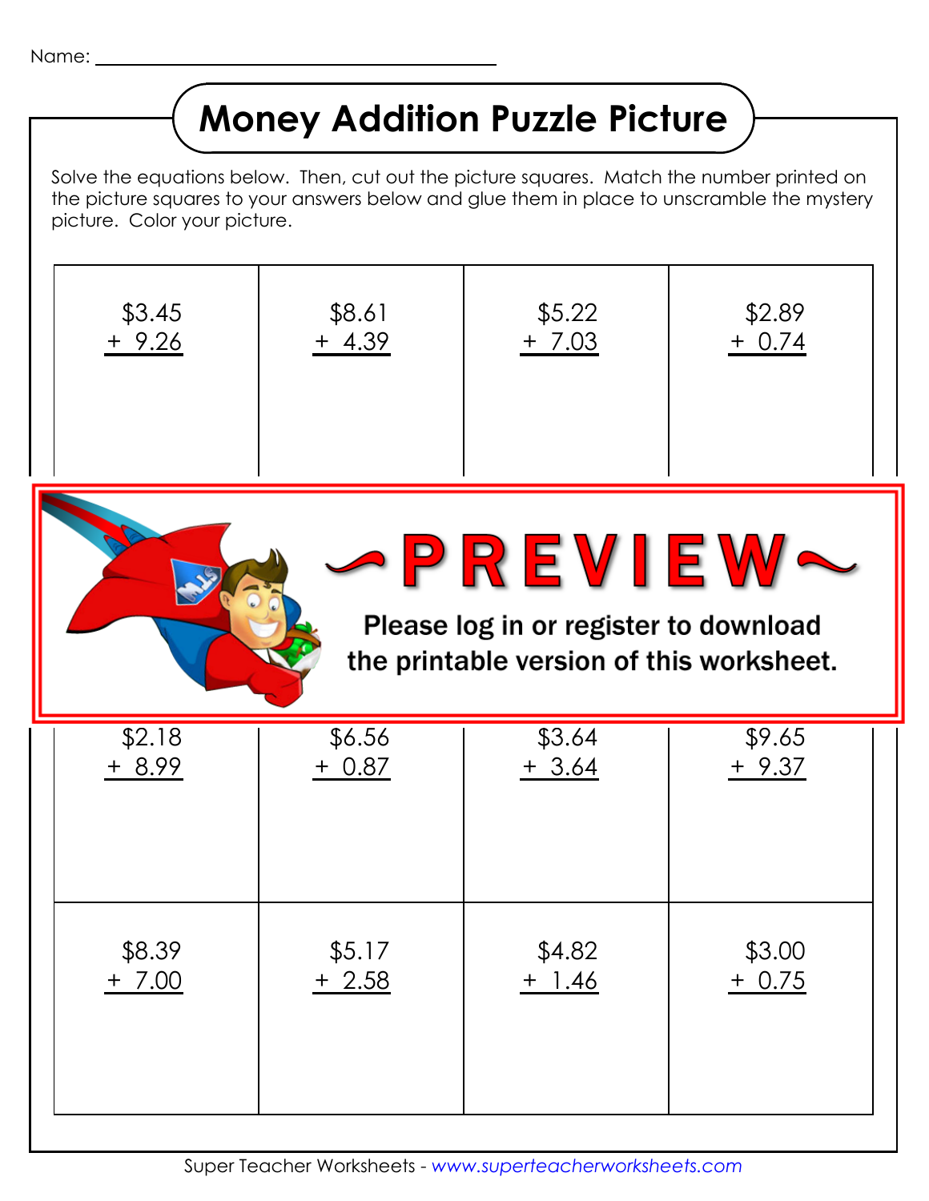Name: ______________________________

# Money Addition Puzzle Picture

Solve the equations below. Then, cut out the picture squares. Match the number printed on the picture squares to your answers below and glue them in place to unscramble the mystery picture. Color your picture.

| | | | |
|---|---|---|---|
| \$3.45 + 9.26 | \$8.61 + 4.39 | \$5.22 + 7.03 | \$2.89 + 0.74 |
| \$2.18 + 8.99 | \$6.56 + 0.87 | \$3.64 + 3.64 | \$9.65 + 9.37 |
| \$8.39 + 7.00 | \$5.17 + 2.58 | \$4.82 + 1.46 | \$3.00 + 0.75 |

~PREVIEW~

Please log in or register to download the printable version of this worksheet.

Super Teacher Worksheets - www.superteacherworksheets.com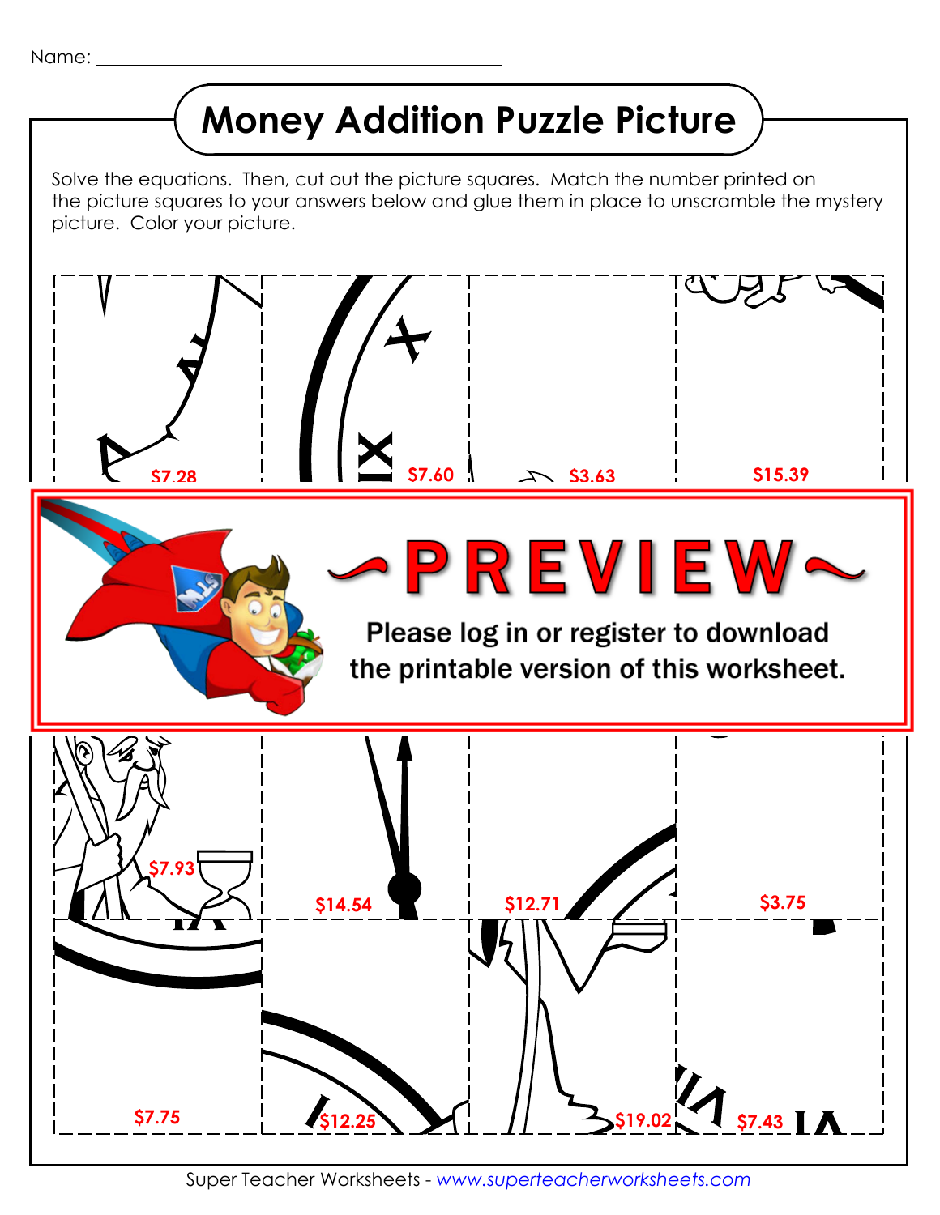Name: ________________________________

# Money Addition Puzzle Picture

Solve the equations. Then, cut out the picture squares. Match the number printed on the picture squares to your answers below and glue them in place to unscramble the mystery picture. Color your picture.

| | | | |
|---|---|---|---|
| \$7.28 | \$7.60 | \$3.63 | \$15.39 |
| \$7.93 | \$14.54 | \$12.71 | \$3.75 |
| \$7.75 | \$12.25 | \$19.02 | \$7.43 |

~PREVIEW~

Please log in or register to download the printable version of this worksheet.

Super Teacher Worksheets - *www.superteacherworksheets.com*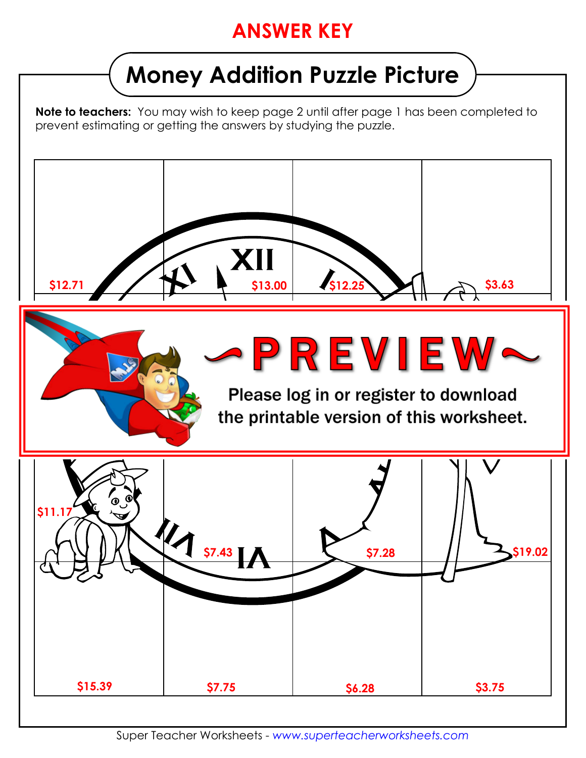ANSWER KEY

# Money Addition Puzzle Picture

**Note to teachers:** You may wish to keep page 2 until after page 1 has been completed to prevent estimating or getting the answers by studying the puzzle.

$12.71

$13.00

$12.25

$3.63

~PREVIEW~

Please log in or register to download the printable version of this worksheet.

$11.17

$7.43

$7.28

$19.02

$15.39

$7.75

$6.28

$3.75

Super Teacher Worksheets - *www.superteacherworksheets.com*